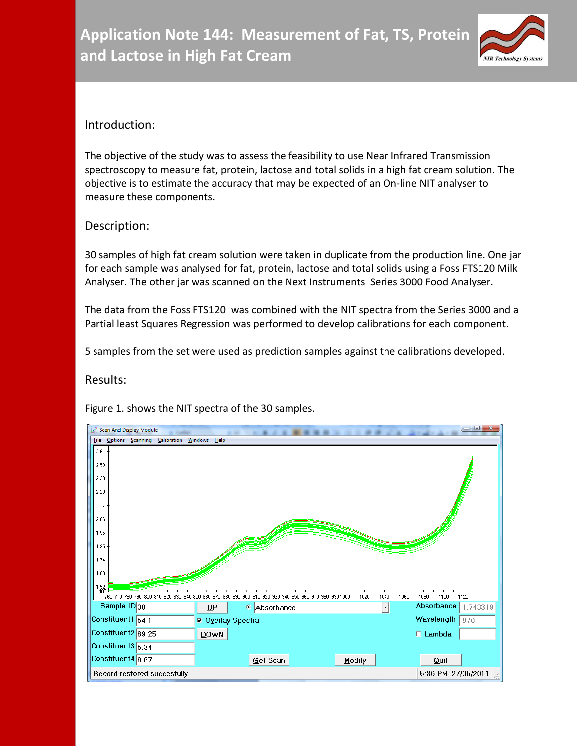# Application Note 144: Measurement of Fat, TS, Protein and Lactose in High Fat Cream

## Introduction:

The objective of the study was to assess the feasibility to use Near Infrared Transmission spectroscopy to measure fat, protein, lactose and total solids in a high fat cream solution. The objective is to estimate the accuracy that may be expected of an On-line NIT analyser to measure these components.

## Description:

30 samples of high fat cream solution were taken in duplicate from the production line. One jar for each sample was analysed for fat, protein, lactose and total solids using a Foss FTS120 Milk Analyser. The other jar was scanned on the Next Instruments Series 3000 Food Analyser.

The data from the Foss FTS120 was combined with the NIT spectra from the Series 3000 and a Partial least Squares Regression was performed to develop calibrations for each component.

5 samples from the set were used as prediction samples against the calibrations developed.

## Results:

Figure 1. shows the NIT spectra of the 30 samples.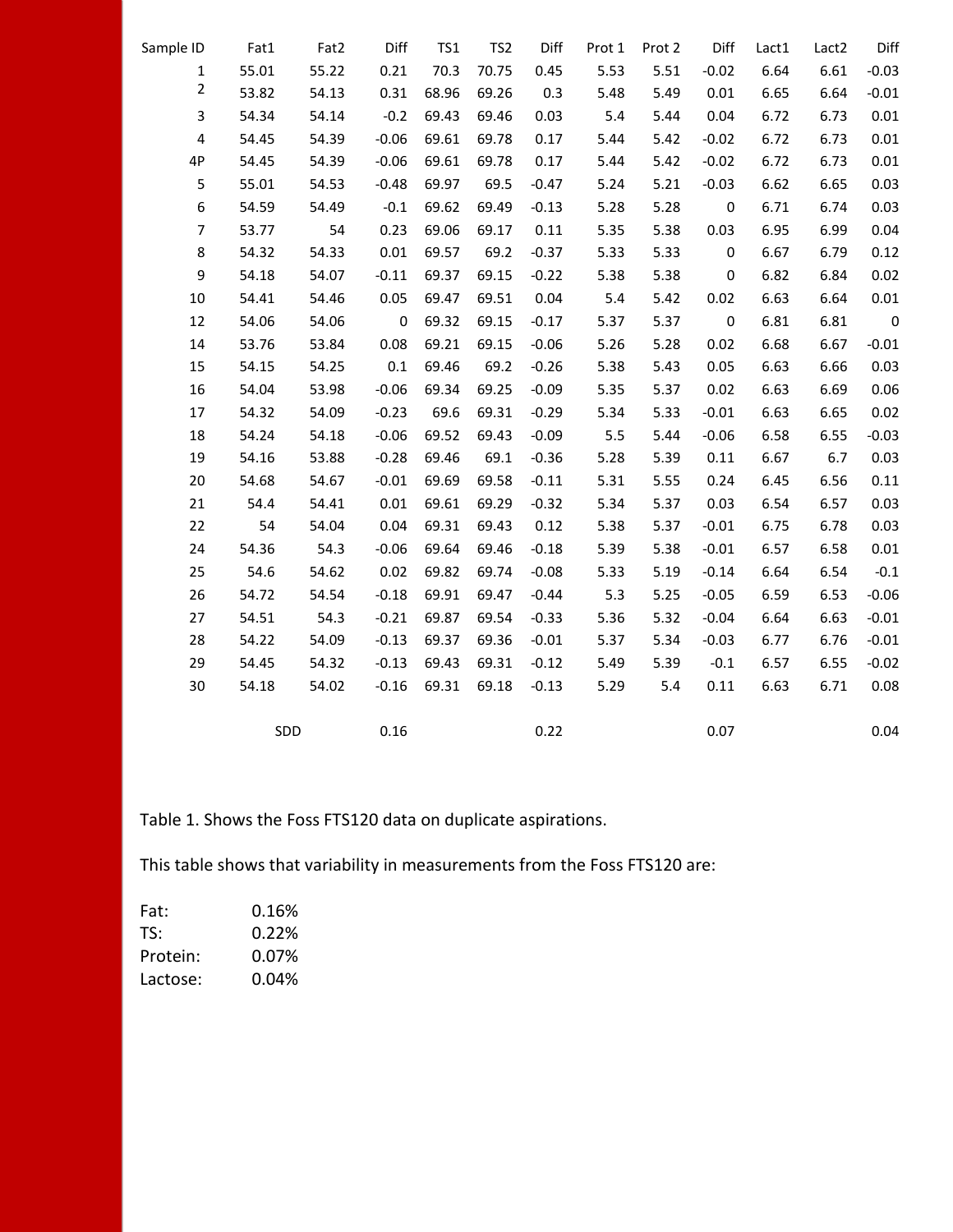| Sample ID | Fat1 | Fat2 | Diff | TS1 | TS2 | Diff | Prot 1 | Prot 2 | Diff | Lact1 | Lact2 | Diff |
|---|---|---|---|---|---|---|---|---|---|---|---|---|
| 1 | 55.01 | 55.22 | 0.21 | 70.3 | 70.75 | 0.45 | 5.53 | 5.51 | -0.02 | 6.64 | 6.61 | -0.03 |
| 2 | 53.82 | 54.13 | 0.31 | 68.96 | 69.26 | 0.3 | 5.48 | 5.49 | 0.01 | 6.65 | 6.64 | -0.01 |
| 3 | 54.34 | 54.14 | -0.2 | 69.43 | 69.46 | 0.03 | 5.4 | 5.44 | 0.04 | 6.72 | 6.73 | 0.01 |
| 4 | 54.45 | 54.39 | -0.06 | 69.61 | 69.78 | 0.17 | 5.44 | 5.42 | -0.02 | 6.72 | 6.73 | 0.01 |
| 4P | 54.45 | 54.39 | -0.06 | 69.61 | 69.78 | 0.17 | 5.44 | 5.42 | -0.02 | 6.72 | 6.73 | 0.01 |
| 5 | 55.01 | 54.53 | -0.48 | 69.97 | 69.5 | -0.47 | 5.24 | 5.21 | -0.03 | 6.62 | 6.65 | 0.03 |
| 6 | 54.59 | 54.49 | -0.1 | 69.62 | 69.49 | -0.13 | 5.28 | 5.28 | 0 | 6.71 | 6.74 | 0.03 |
| 7 | 53.77 | 54 | 0.23 | 69.06 | 69.17 | 0.11 | 5.35 | 5.38 | 0.03 | 6.95 | 6.99 | 0.04 |
| 8 | 54.32 | 54.33 | 0.01 | 69.57 | 69.2 | -0.37 | 5.33 | 5.33 | 0 | 6.67 | 6.79 | 0.12 |
| 9 | 54.18 | 54.07 | -0.11 | 69.37 | 69.15 | -0.22 | 5.38 | 5.38 | 0 | 6.82 | 6.84 | 0.02 |
| 10 | 54.41 | 54.46 | 0.05 | 69.47 | 69.51 | 0.04 | 5.4 | 5.42 | 0.02 | 6.63 | 6.64 | 0.01 |
| 12 | 54.06 | 54.06 | 0 | 69.32 | 69.15 | -0.17 | 5.37 | 5.37 | 0 | 6.81 | 6.81 | 0 |
| 14 | 53.76 | 53.84 | 0.08 | 69.21 | 69.15 | -0.06 | 5.26 | 5.28 | 0.02 | 6.68 | 6.67 | -0.01 |
| 15 | 54.15 | 54.25 | 0.1 | 69.46 | 69.2 | -0.26 | 5.38 | 5.43 | 0.05 | 6.63 | 6.66 | 0.03 |
| 16 | 54.04 | 53.98 | -0.06 | 69.34 | 69.25 | -0.09 | 5.35 | 5.37 | 0.02 | 6.63 | 6.69 | 0.06 |
| 17 | 54.32 | 54.09 | -0.23 | 69.6 | 69.31 | -0.29 | 5.34 | 5.33 | -0.01 | 6.63 | 6.65 | 0.02 |
| 18 | 54.24 | 54.18 | -0.06 | 69.52 | 69.43 | -0.09 | 5.5 | 5.44 | -0.06 | 6.58 | 6.55 | -0.03 |
| 19 | 54.16 | 53.88 | -0.28 | 69.46 | 69.1 | -0.36 | 5.28 | 5.39 | 0.11 | 6.67 | 6.7 | 0.03 |
| 20 | 54.68 | 54.67 | -0.01 | 69.69 | 69.58 | -0.11 | 5.31 | 5.55 | 0.24 | 6.45 | 6.56 | 0.11 |
| 21 | 54.4 | 54.41 | 0.01 | 69.61 | 69.29 | -0.32 | 5.34 | 5.37 | 0.03 | 6.54 | 6.57 | 0.03 |
| 22 | 54 | 54.04 | 0.04 | 69.31 | 69.43 | 0.12 | 5.38 | 5.37 | -0.01 | 6.75 | 6.78 | 0.03 |
| 24 | 54.36 | 54.3 | -0.06 | 69.64 | 69.46 | -0.18 | 5.39 | 5.38 | -0.01 | 6.57 | 6.58 | 0.01 |
| 25 | 54.6 | 54.62 | 0.02 | 69.82 | 69.74 | -0.08 | 5.33 | 5.19 | -0.14 | 6.64 | 6.54 | -0.1 |
| 26 | 54.72 | 54.54 | -0.18 | 69.91 | 69.47 | -0.44 | 5.3 | 5.25 | -0.05 | 6.59 | 6.53 | -0.06 |
| 27 | 54.51 | 54.3 | -0.21 | 69.87 | 69.54 | -0.33 | 5.36 | 5.32 | -0.04 | 6.64 | 6.63 | -0.01 |
| 28 | 54.22 | 54.09 | -0.13 | 69.37 | 69.36 | -0.01 | 5.37 | 5.34 | -0.03 | 6.77 | 6.76 | -0.01 |
| 29 | 54.45 | 54.32 | -0.13 | 69.43 | 69.31 | -0.12 | 5.49 | 5.39 | -0.1 | 6.57 | 6.55 | -0.02 |
| 30 | 54.18 | 54.02 | -0.16 | 69.31 | 69.18 | -0.13 | 5.29 | 5.4 | 0.11 | 6.63 | 6.71 | 0.08 |
| | | SDD | 0.16 | | | 0.22 | | | 0.07 | | | 0.04 |

Table 1. Shows the Foss FTS120 data on duplicate aspirations.

This table shows that variability in measurements from the Foss FTS120 are:

| | |
|---|---|
| Fat: | 0.16% |
| TS: | 0.22% |
| Protein: | 0.07% |
| Lactose: | 0.04% |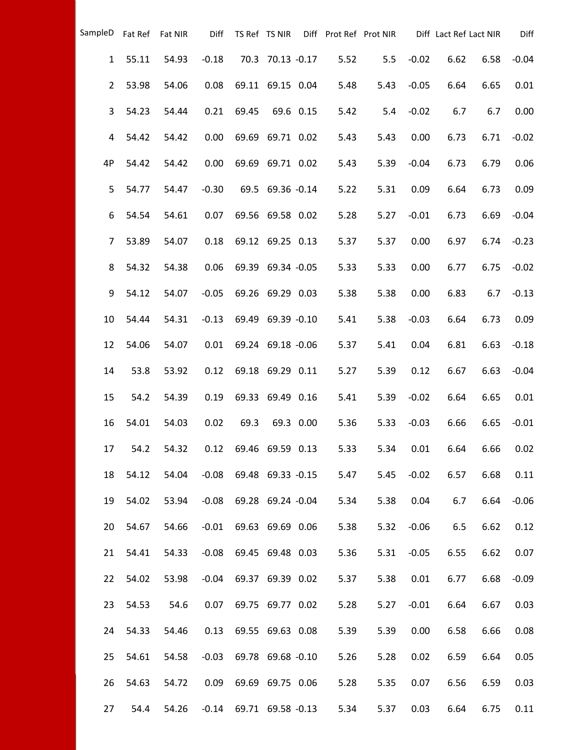| SampleD | Fat Ref | Fat NIR | Diff | TS Ref | TS NIR | Diff | Prot Ref | Prot NIR | Diff | Lact Ref | Lact NIR | Diff |
|---|---|---|---|---|---|---|---|---|---|---|---|---|
| 1 | 55.11 | 54.93 | -0.18 | 70.3 | 70.13 | -0.17 | 5.52 | 5.5 | -0.02 | 6.62 | 6.58 | -0.04 |
| 2 | 53.98 | 54.06 | 0.08 | 69.11 | 69.15 | 0.04 | 5.48 | 5.43 | -0.05 | 6.64 | 6.65 | 0.01 |
| 3 | 54.23 | 54.44 | 0.21 | 69.45 | 69.6 | 0.15 | 5.42 | 5.4 | -0.02 | 6.7 | 6.7 | 0.00 |
| 4 | 54.42 | 54.42 | 0.00 | 69.69 | 69.71 | 0.02 | 5.43 | 5.43 | 0.00 | 6.73 | 6.71 | -0.02 |
| 4P | 54.42 | 54.42 | 0.00 | 69.69 | 69.71 | 0.02 | 5.43 | 5.39 | -0.04 | 6.73 | 6.79 | 0.06 |
| 5 | 54.77 | 54.47 | -0.30 | 69.5 | 69.36 | -0.14 | 5.22 | 5.31 | 0.09 | 6.64 | 6.73 | 0.09 |
| 6 | 54.54 | 54.61 | 0.07 | 69.56 | 69.58 | 0.02 | 5.28 | 5.27 | -0.01 | 6.73 | 6.69 | -0.04 |
| 7 | 53.89 | 54.07 | 0.18 | 69.12 | 69.25 | 0.13 | 5.37 | 5.37 | 0.00 | 6.97 | 6.74 | -0.23 |
| 8 | 54.32 | 54.38 | 0.06 | 69.39 | 69.34 | -0.05 | 5.33 | 5.33 | 0.00 | 6.77 | 6.75 | -0.02 |
| 9 | 54.12 | 54.07 | -0.05 | 69.26 | 69.29 | 0.03 | 5.38 | 5.38 | 0.00 | 6.83 | 6.7 | -0.13 |
| 10 | 54.44 | 54.31 | -0.13 | 69.49 | 69.39 | -0.10 | 5.41 | 5.38 | -0.03 | 6.64 | 6.73 | 0.09 |
| 12 | 54.06 | 54.07 | 0.01 | 69.24 | 69.18 | -0.06 | 5.37 | 5.41 | 0.04 | 6.81 | 6.63 | -0.18 |
| 14 | 53.8 | 53.92 | 0.12 | 69.18 | 69.29 | 0.11 | 5.27 | 5.39 | 0.12 | 6.67 | 6.63 | -0.04 |
| 15 | 54.2 | 54.39 | 0.19 | 69.33 | 69.49 | 0.16 | 5.41 | 5.39 | -0.02 | 6.64 | 6.65 | 0.01 |
| 16 | 54.01 | 54.03 | 0.02 | 69.3 | 69.3 | 0.00 | 5.36 | 5.33 | -0.03 | 6.66 | 6.65 | -0.01 |
| 17 | 54.2 | 54.32 | 0.12 | 69.46 | 69.59 | 0.13 | 5.33 | 5.34 | 0.01 | 6.64 | 6.66 | 0.02 |
| 18 | 54.12 | 54.04 | -0.08 | 69.48 | 69.33 | -0.15 | 5.47 | 5.45 | -0.02 | 6.57 | 6.68 | 0.11 |
| 19 | 54.02 | 53.94 | -0.08 | 69.28 | 69.24 | -0.04 | 5.34 | 5.38 | 0.04 | 6.7 | 6.64 | -0.06 |
| 20 | 54.67 | 54.66 | -0.01 | 69.63 | 69.69 | 0.06 | 5.38 | 5.32 | -0.06 | 6.5 | 6.62 | 0.12 |
| 21 | 54.41 | 54.33 | -0.08 | 69.45 | 69.48 | 0.03 | 5.36 | 5.31 | -0.05 | 6.55 | 6.62 | 0.07 |
| 22 | 54.02 | 53.98 | -0.04 | 69.37 | 69.39 | 0.02 | 5.37 | 5.38 | 0.01 | 6.77 | 6.68 | -0.09 |
| 23 | 54.53 | 54.6 | 0.07 | 69.75 | 69.77 | 0.02 | 5.28 | 5.27 | -0.01 | 6.64 | 6.67 | 0.03 |
| 24 | 54.33 | 54.46 | 0.13 | 69.55 | 69.63 | 0.08 | 5.39 | 5.39 | 0.00 | 6.58 | 6.66 | 0.08 |
| 25 | 54.61 | 54.58 | -0.03 | 69.78 | 69.68 | -0.10 | 5.26 | 5.28 | 0.02 | 6.59 | 6.64 | 0.05 |
| 26 | 54.63 | 54.72 | 0.09 | 69.69 | 69.75 | 0.06 | 5.28 | 5.35 | 0.07 | 6.56 | 6.59 | 0.03 |
| 27 | 54.4 | 54.26 | -0.14 | 69.71 | 69.58 | -0.13 | 5.34 | 5.37 | 0.03 | 6.64 | 6.75 | 0.11 |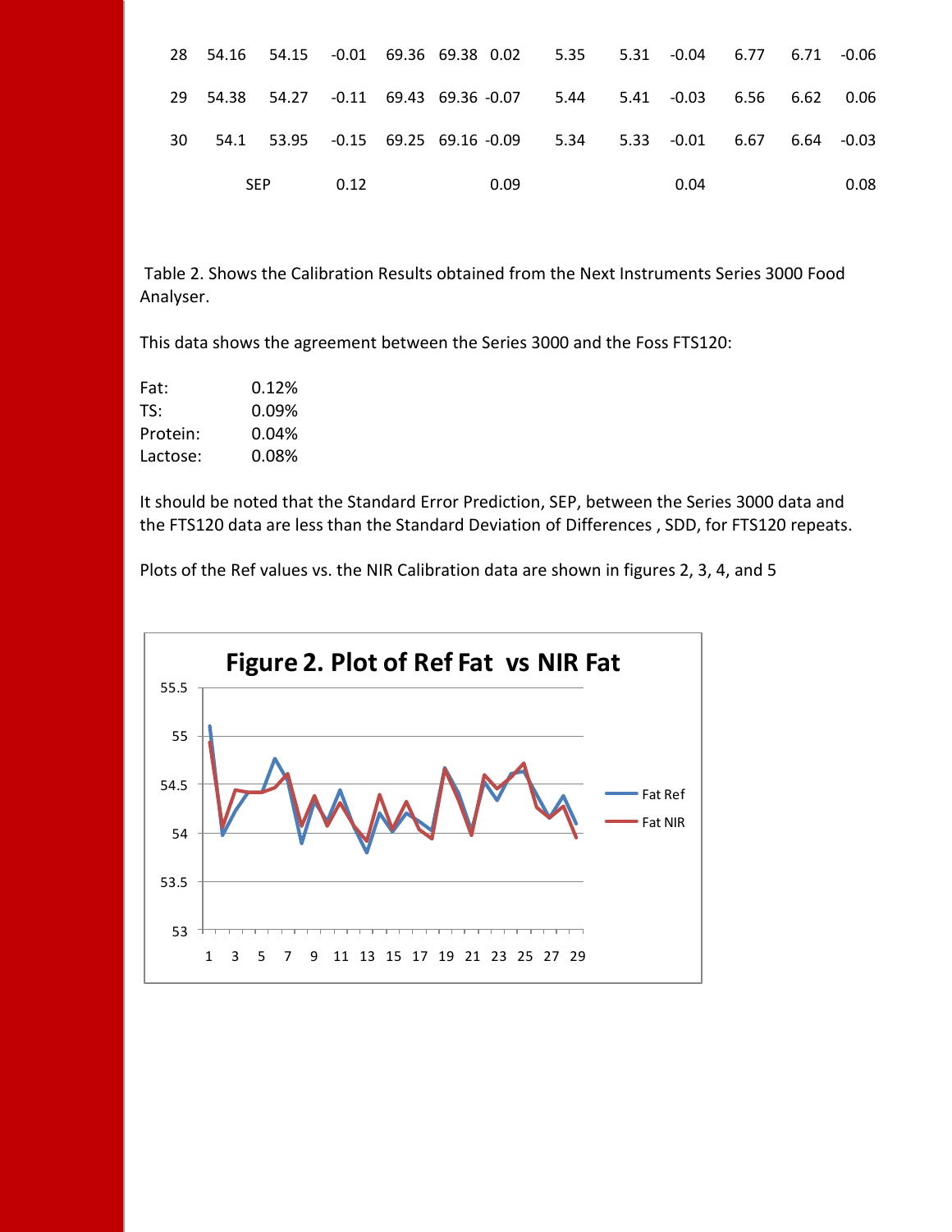| | | | | | | | | | | | | |
|---|---|---|---|---|---|---|---|---|---|---|---|---|
| 28 | 54.16 | 54.15 | -0.01 | 69.36 | 69.38 | 0.02 | 5.35 | 5.31 | -0.04 | 6.77 | 6.71 | -0.06 |
| 29 | 54.38 | 54.27 | -0.11 | 69.43 | 69.36 | -0.07 | 5.44 | 5.41 | -0.03 | 6.56 | 6.62 | 0.06 |
| 30 | 54.1 | 53.95 | -0.15 | 69.25 | 69.16 | -0.09 | 5.34 | 5.33 | -0.01 | 6.67 | 6.64 | -0.03 |
| | SEP | | 0.12 | | | 0.09 | | | 0.04 | | | 0.08 |

Table 2. Shows the Calibration Results obtained from the Next Instruments Series 3000 Food Analyser.

This data shows the agreement between the Series 3000 and the Foss FTS120:

Fat: 0.12%
TS: 0.09%
Protein: 0.04%
Lactose: 0.08%

It should be noted that the Standard Error Prediction, SEP, between the Series 3000 data and the FTS120 data are less than the Standard Deviation of Differences , SDD, for FTS120 repeats.

Plots of the Ref values vs. the NIR Calibration data are shown in figures 2, 3, 4, and 5

**Figure 2. Plot of Ref Fat vs NIR Fat**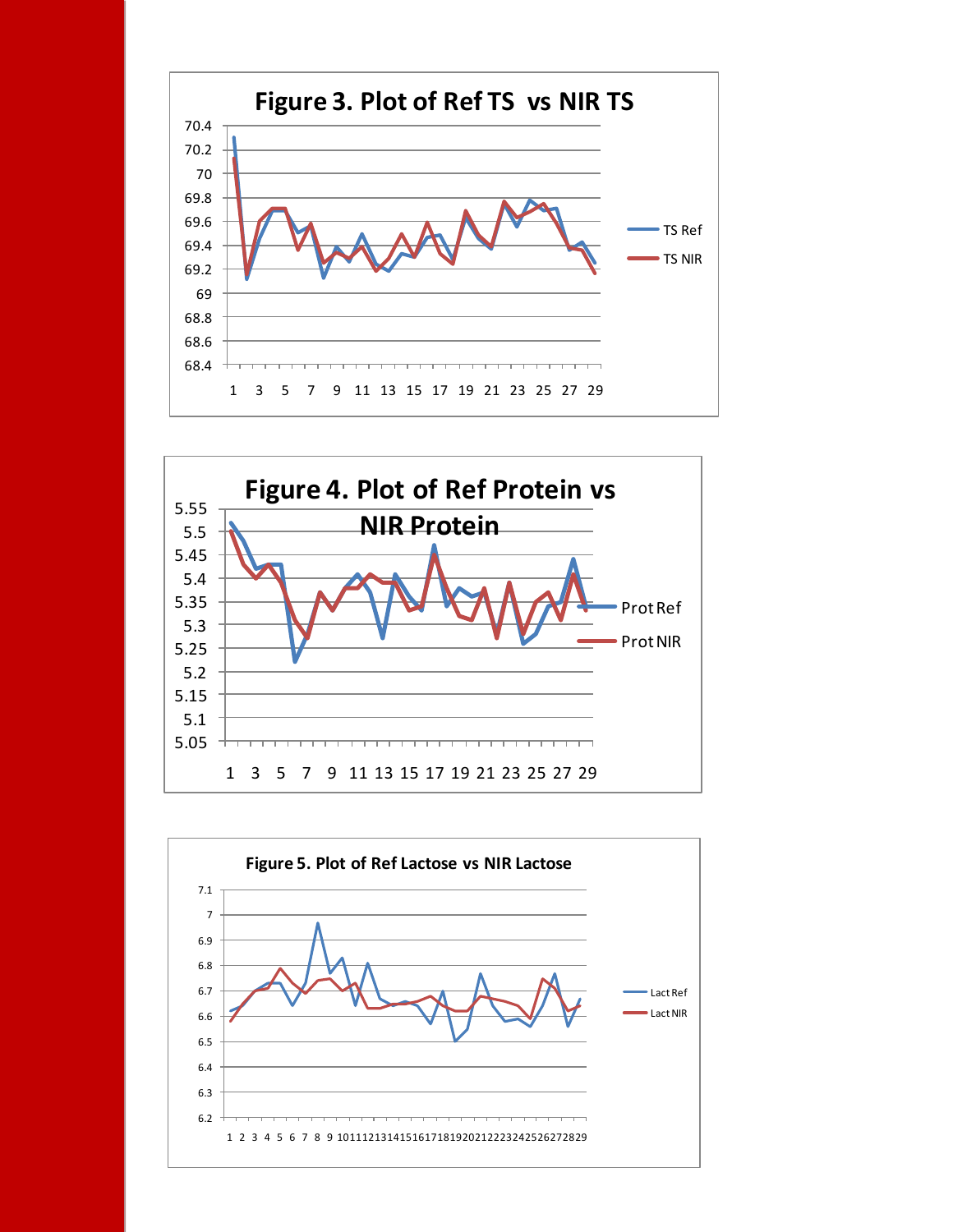**Figure 3. Plot of Ref TS vs NIR TS**

**Figure 4. Plot of Ref Protein vs NIR Protein**

**Figure 5. Plot of Ref Lactose vs NIR Lactose**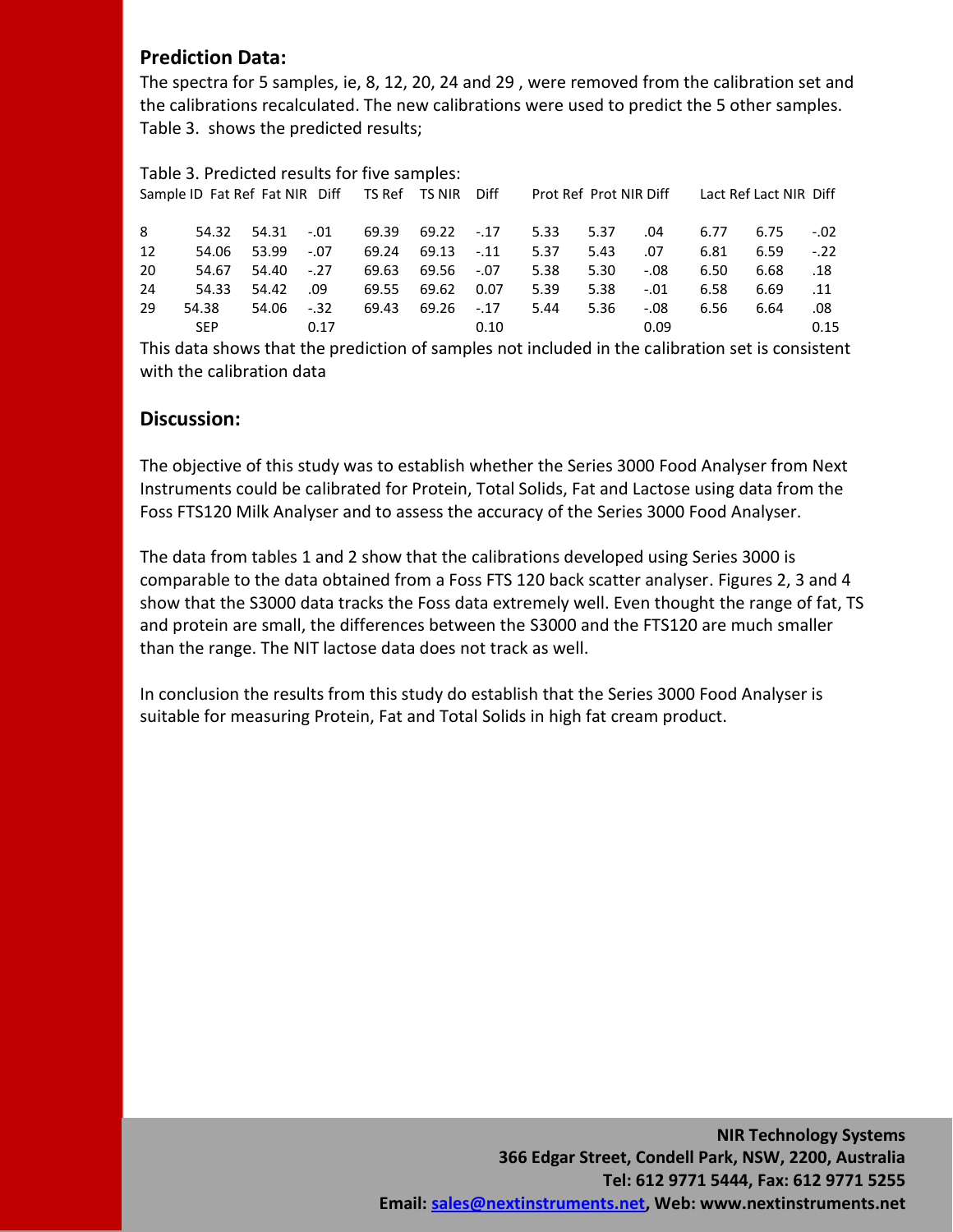## Prediction Data:

The spectra for 5 samples, ie, 8, 12, 20, 24 and 29 , were removed from the calibration set and the calibrations recalculated. The new calibrations were used to predict the 5 other samples. Table 3. shows the predicted results;

Table 3. Predicted results for five samples:

| Sample ID | Fat Ref | Fat NIR | Diff | TS Ref | TS NIR | Diff | Prot Ref | Prot NIR | Diff | Lact Ref | Lact NIR | Diff |
|---|---|---|---|---|---|---|---|---|---|---|---|---|
| 8 | 54.32 | 54.31 | -.01 | 69.39 | 69.22 | -.17 | 5.33 | 5.37 | .04 | 6.77 | 6.75 | -.02 |
| 12 | 54.06 | 53.99 | -.07 | 69.24 | 69.13 | -.11 | 5.37 | 5.43 | .07 | 6.81 | 6.59 | -.22 |
| 20 | 54.67 | 54.40 | -.27 | 69.63 | 69.56 | -.07 | 5.38 | 5.30 | -.08 | 6.50 | 6.68 | .18 |
| 24 | 54.33 | 54.42 | .09 | 69.55 | 69.62 | 0.07 | 5.39 | 5.38 | -.01 | 6.58 | 6.69 | .11 |
| 29 | 54.38 | 54.06 | -.32 | 69.43 | 69.26 | -.17 | 5.44 | 5.36 | -.08 | 6.56 | 6.64 | .08 |
| | SEP | | 0.17 | | | 0.10 | | | 0.09 | | | 0.15 |

This data shows that the prediction of samples not included in the calibration set is consistent with the calibration data

## Discussion:

The objective of this study was to establish whether the Series 3000 Food Analyser from Next Instruments could be calibrated for Protein, Total Solids, Fat and Lactose using data from the Foss FTS120 Milk Analyser and to assess the accuracy of the Series 3000 Food Analyser.

The data from tables 1 and 2 show that the calibrations developed using Series 3000 is comparable to the data obtained from a Foss FTS 120 back scatter analyser. Figures 2, 3 and 4 show that the S3000 data tracks the Foss data extremely well. Even thought the range of fat, TS and protein are small, the differences between the S3000 and the FTS120 are much smaller than the range. The NIT lactose data does not track as well.

In conclusion the results from this study do establish that the Series 3000 Food Analyser is suitable for measuring Protein, Fat and Total Solids in high fat cream product.

**NIR Technology Systems**
**366 Edgar Street, Condell Park, NSW, 2200, Australia**
**Tel: 612 9771 5444, Fax: 612 9771 5255**
**Email: sales@nextinstruments.net, Web: www.nextinstruments.net**